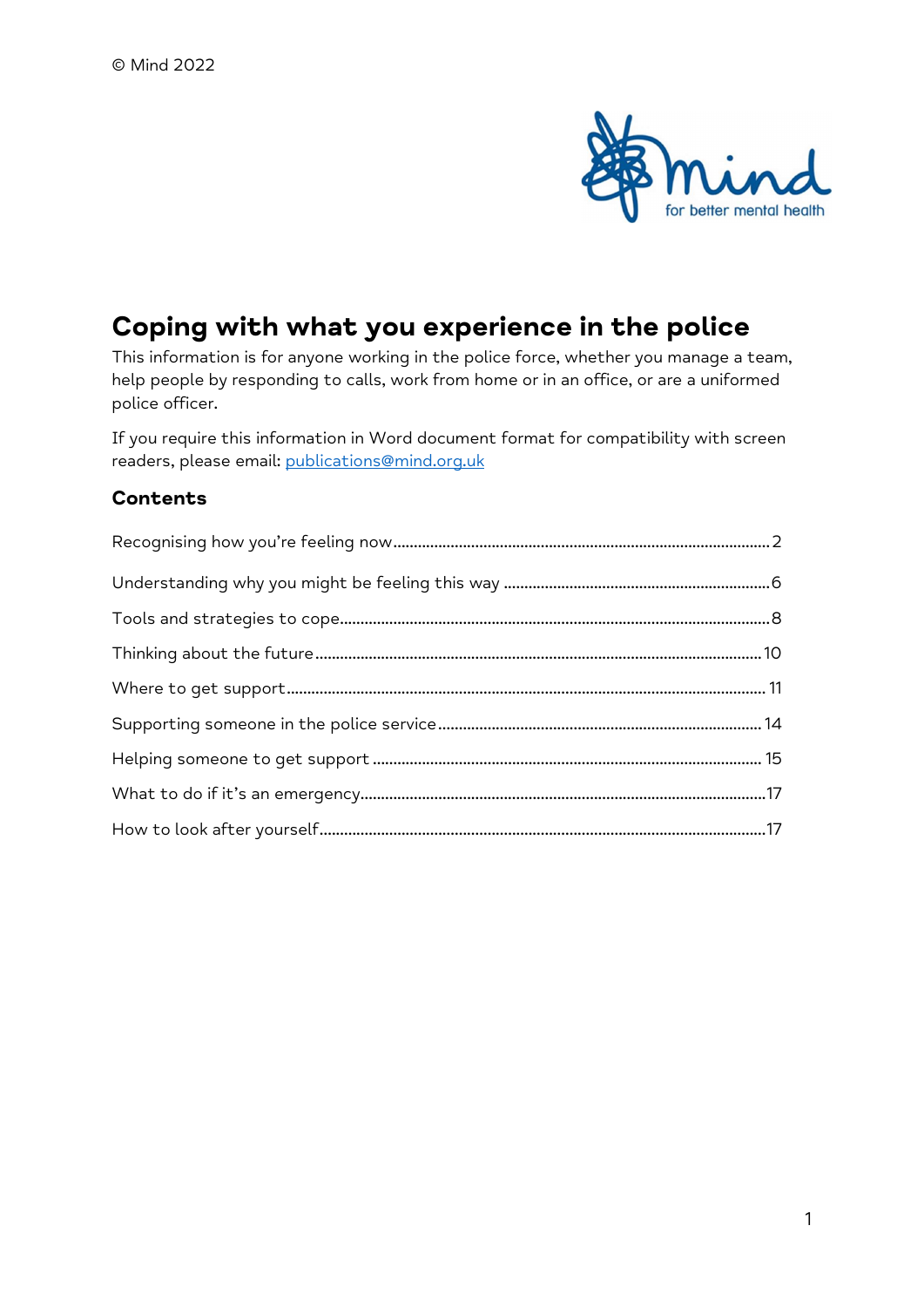© Mind 2022

# Coping with what you experience in the police

This information is for anyone working in the police force, whether you manage a team, help people by responding to calls, work from home or in an office, or are a uniformed police officer.

If you require this information in Word document format for compatibility with screen readers, please email: publications@mind.org.uk

## Contents

Recognising how you're feeling now ........ 2

Understanding why you might be feeling this way ........ 6

Tools and strategies to cope ........ 8

Thinking about the future ........ 10

Where to get support ........ 11

Supporting someone in the police service ........ 14

Helping someone to get support ........ 15

What to do if it's an emergency ........ 17

How to look after yourself ........ 17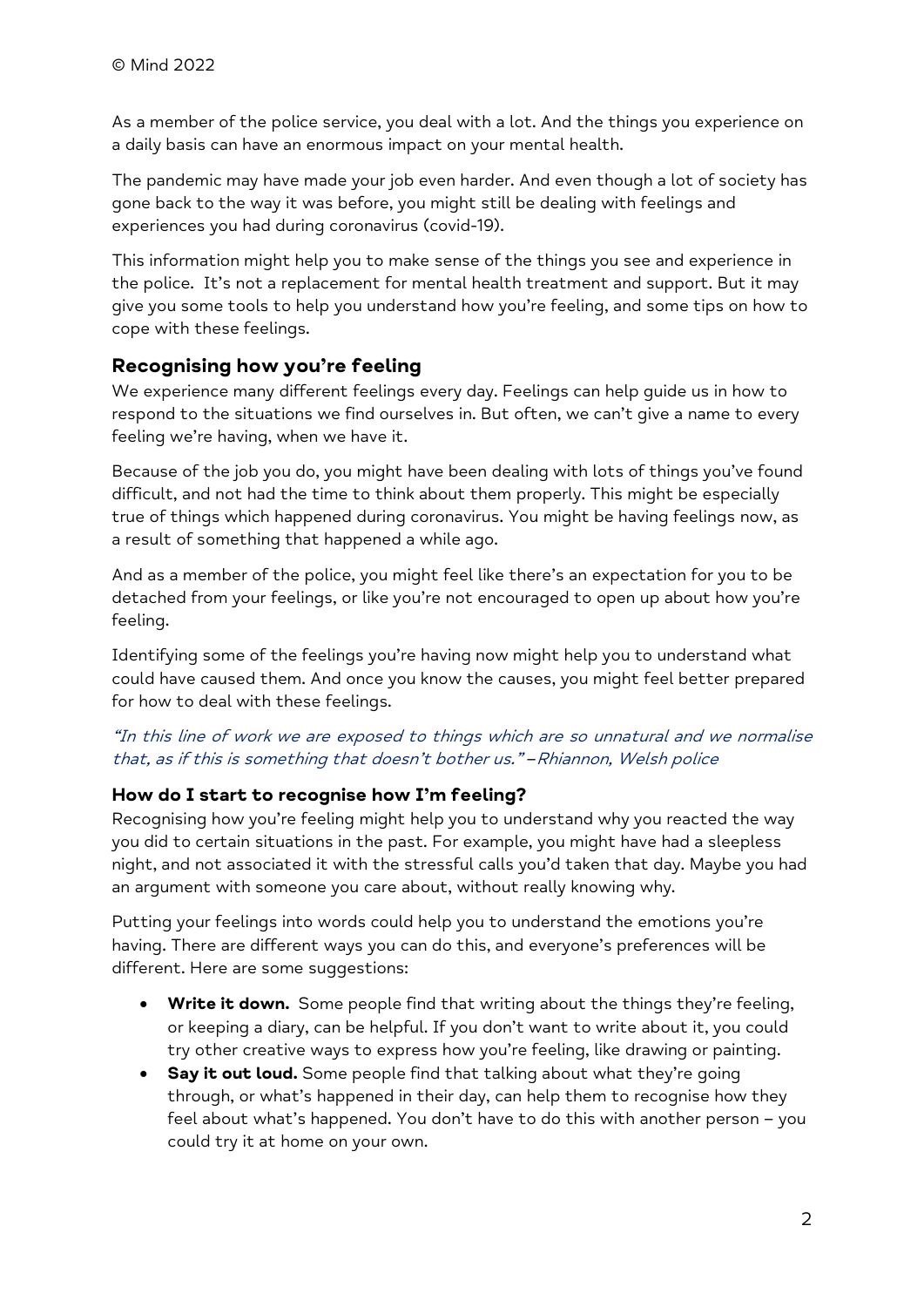© Mind 2022

As a member of the police service, you deal with a lot. And the things you experience on a daily basis can have an enormous impact on your mental health.

The pandemic may have made your job even harder. And even though a lot of society has gone back to the way it was before, you might still be dealing with feelings and experiences you had during coronavirus (covid-19).

This information might help you to make sense of the things you see and experience in the police. It's not a replacement for mental health treatment and support. But it may give you some tools to help you understand how you're feeling, and some tips on how to cope with these feelings.

## Recognising how you're feeling

We experience many different feelings every day. Feelings can help guide us in how to respond to the situations we find ourselves in. But often, we can't give a name to every feeling we're having, when we have it.

Because of the job you do, you might have been dealing with lots of things you've found difficult, and not had the time to think about them properly. This might be especially true of things which happened during coronavirus. You might be having feelings now, as a result of something that happened a while ago.

And as a member of the police, you might feel like there's an expectation for you to be detached from your feelings, or like you're not encouraged to open up about how you're feeling.

Identifying some of the feelings you're having now might help you to understand what could have caused them. And once you know the causes, you might feel better prepared for how to deal with these feelings.

*"In this line of work we are exposed to things which are so unnatural and we normalise that, as if this is something that doesn't bother us." – Rhiannon, Welsh police*

### How do I start to recognise how I'm feeling?

Recognising how you're feeling might help you to understand why you reacted the way you did to certain situations in the past. For example, you might have had a sleepless night, and not associated it with the stressful calls you'd taken that day. Maybe you had an argument with someone you care about, without really knowing why.

Putting your feelings into words could help you to understand the emotions you're having. There are different ways you can do this, and everyone's preferences will be different. Here are some suggestions:

- **Write it down.** Some people find that writing about the things they're feeling, or keeping a diary, can be helpful. If you don't want to write about it, you could try other creative ways to express how you're feeling, like drawing or painting.
- **Say it out loud.** Some people find that talking about what they're going through, or what's happened in their day, can help them to recognise how they feel about what's happened. You don't have to do this with another person – you could try it at home on your own.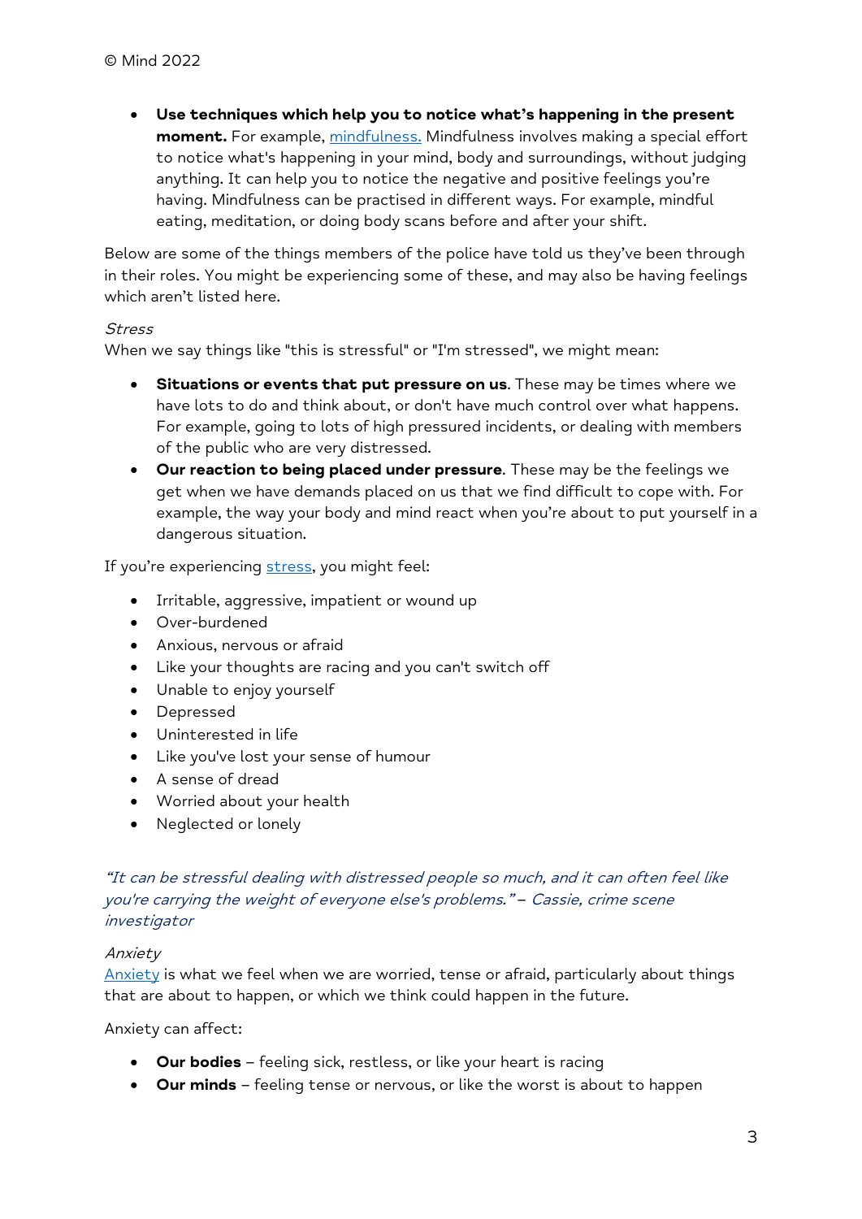- **Use techniques which help you to notice what's happening in the present moment.** For example, [mindfulness.](#) Mindfulness involves making a special effort to notice what's happening in your mind, body and surroundings, without judging anything. It can help you to notice the negative and positive feelings you're having. Mindfulness can be practised in different ways. For example, mindful eating, meditation, or doing body scans before and after your shift.

Below are some of the things members of the police have told us they've been through in their roles. You might be experiencing some of these, and may also be having feelings which aren't listed here.

*Stress*

When we say things like "this is stressful" or "I'm stressed", we might mean:

- **Situations or events that put pressure on us**. These may be times where we have lots to do and think about, or don't have much control over what happens. For example, going to lots of high pressured incidents, or dealing with members of the public who are very distressed.
- **Our reaction to being placed under pressure**. These may be the feelings we get when we have demands placed on us that we find difficult to cope with. For example, the way your body and mind react when you're about to put yourself in a dangerous situation.

If you're experiencing [stress](#), you might feel:

- Irritable, aggressive, impatient or wound up
- Over-burdened
- Anxious, nervous or afraid
- Like your thoughts are racing and you can't switch off
- Unable to enjoy yourself
- Depressed
- Uninterested in life
- Like you've lost your sense of humour
- A sense of dread
- Worried about your health
- Neglected or lonely

*"It can be stressful dealing with distressed people so much, and it can often feel like you're carrying the weight of everyone else's problems." – Cassie, crime scene investigator*

*Anxiety*

[Anxiety](#) is what we feel when we are worried, tense or afraid, particularly about things that are about to happen, or which we think could happen in the future.

Anxiety can affect:

- **Our bodies** – feeling sick, restless, or like your heart is racing
- **Our minds** – feeling tense or nervous, or like the worst is about to happen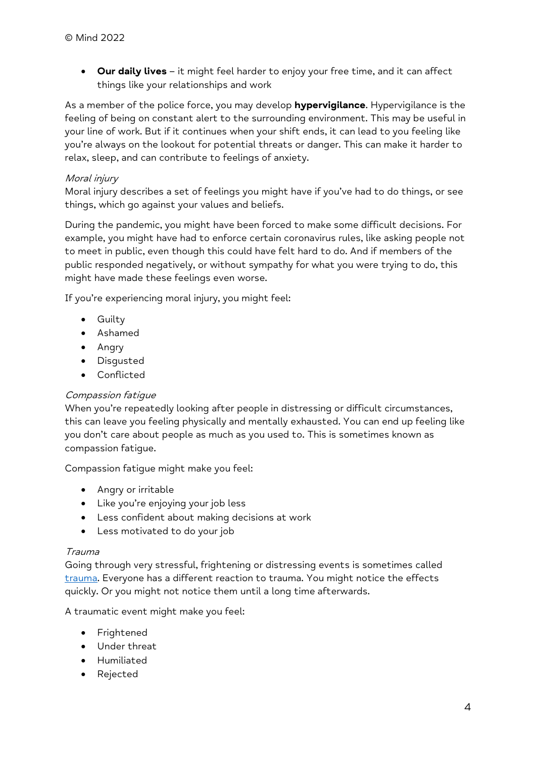- **Our daily lives** – it might feel harder to enjoy your free time, and it can affect things like your relationships and work

As a member of the police force, you may develop **hypervigilance**. Hypervigilance is the feeling of being on constant alert to the surrounding environment. This may be useful in your line of work. But if it continues when your shift ends, it can lead to you feeling like you're always on the lookout for potential threats or danger. This can make it harder to relax, sleep, and can contribute to feelings of anxiety.

*Moral injury*

Moral injury describes a set of feelings you might have if you've had to do things, or see things, which go against your values and beliefs.

During the pandemic, you might have been forced to make some difficult decisions. For example, you might have had to enforce certain coronavirus rules, like asking people not to meet in public, even though this could have felt hard to do. And if members of the public responded negatively, or without sympathy for what you were trying to do, this might have made these feelings even worse.

If you're experiencing moral injury, you might feel:

- Guilty
- Ashamed
- Angry
- Disgusted
- Conflicted

*Compassion fatigue*

When you're repeatedly looking after people in distressing or difficult circumstances, this can leave you feeling physically and mentally exhausted. You can end up feeling like you don't care about people as much as you used to. This is sometimes known as compassion fatigue.

Compassion fatigue might make you feel:

- Angry or irritable
- Like you're enjoying your job less
- Less confident about making decisions at work
- Less motivated to do your job

*Trauma*

Going through very stressful, frightening or distressing events is sometimes called trauma. Everyone has a different reaction to trauma. You might notice the effects quickly. Or you might not notice them until a long time afterwards.

A traumatic event might make you feel:

- Frightened
- Under threat
- Humiliated
- Rejected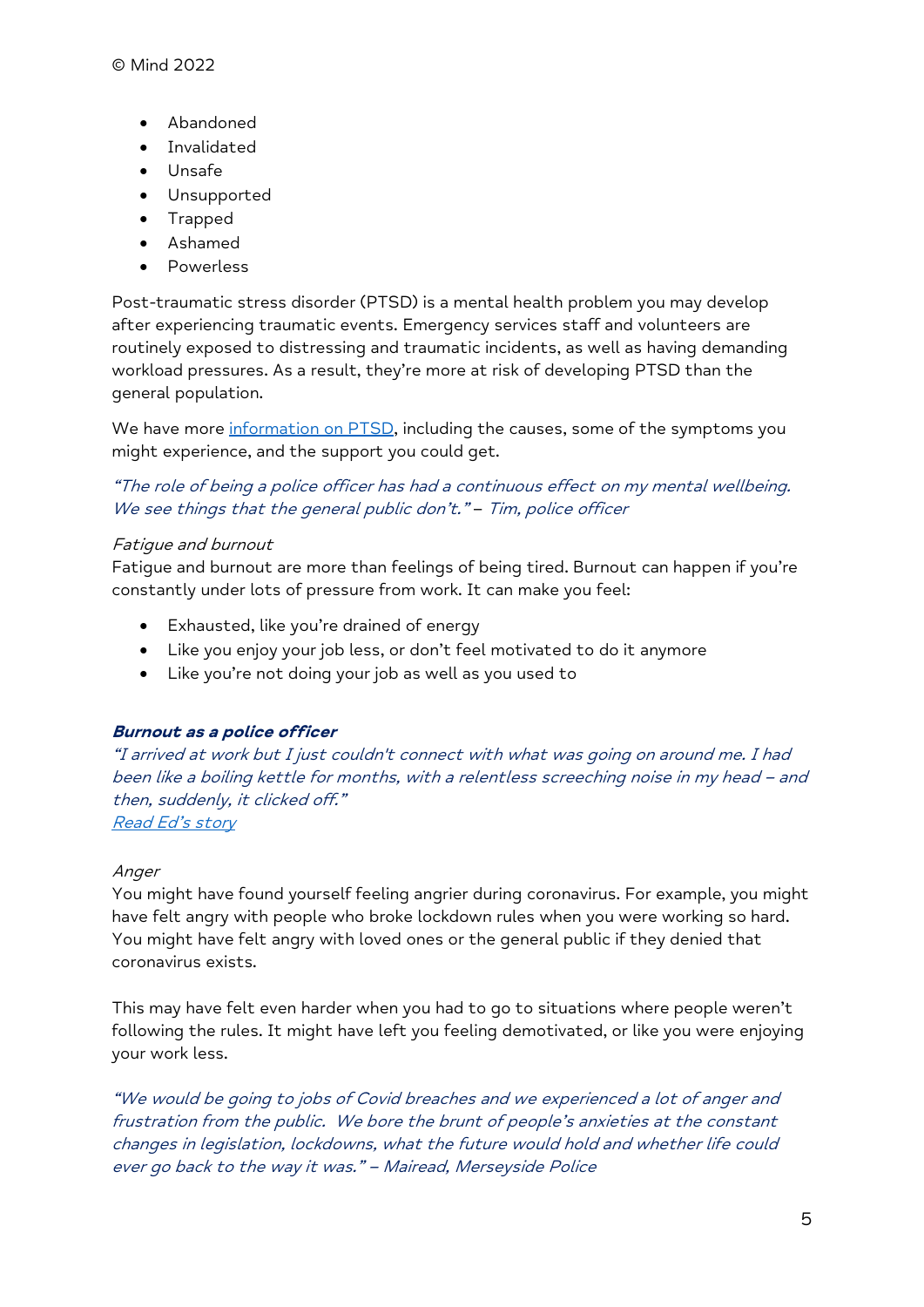- Abandoned
- Invalidated
- Unsafe
- Unsupported
- Trapped
- Ashamed
- Powerless

Post-traumatic stress disorder (PTSD) is a mental health problem you may develop after experiencing traumatic events. Emergency services staff and volunteers are routinely exposed to distressing and traumatic incidents, as well as having demanding workload pressures. As a result, they're more at risk of developing PTSD than the general population.

We have more [information on PTSD](), including the causes, some of the symptoms you might experience, and the support you could get.

*"The role of being a police officer has had a continuous effect on my mental wellbeing. We see things that the general public don't." – Tim, police officer*

*Fatigue and burnout*

Fatigue and burnout are more than feelings of being tired. Burnout can happen if you're constantly under lots of pressure from work. It can make you feel:

- Exhausted, like you're drained of energy
- Like you enjoy your job less, or don't feel motivated to do it anymore
- Like you're not doing your job as well as you used to

***Burnout as a police officer***

*"I arrived at work but I just couldn't connect with what was going on around me. I had been like a boiling kettle for months, with a relentless screeching noise in my head – and then, suddenly, it clicked off."*

*[Read Ed's story]()*

*Anger*

You might have found yourself feeling angrier during coronavirus. For example, you might have felt angry with people who broke lockdown rules when you were working so hard. You might have felt angry with loved ones or the general public if they denied that coronavirus exists.

This may have felt even harder when you had to go to situations where people weren't following the rules. It might have left you feeling demotivated, or like you were enjoying your work less.

*"We would be going to jobs of Covid breaches and we experienced a lot of anger and frustration from the public. We bore the brunt of people's anxieties at the constant changes in legislation, lockdowns, what the future would hold and whether life could ever go back to the way it was." – Mairead, Merseyside Police*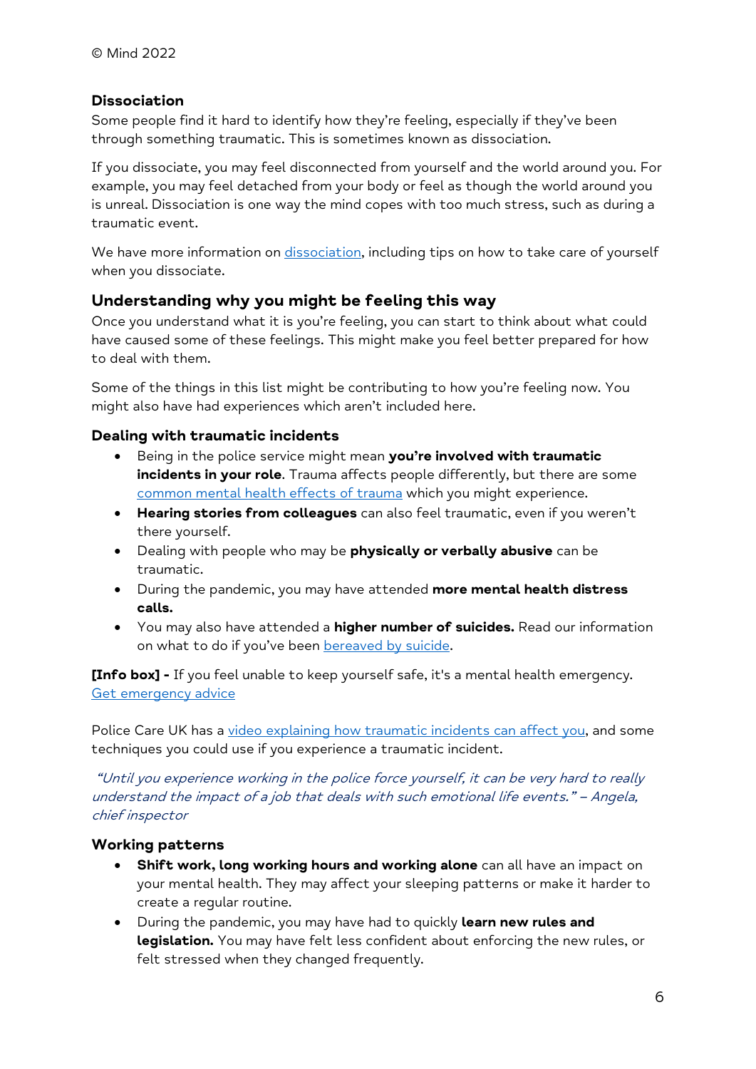### Dissociation

Some people find it hard to identify how they're feeling, especially if they've been through something traumatic. This is sometimes known as dissociation.

If you dissociate, you may feel disconnected from yourself and the world around you. For example, you may feel detached from your body or feel as though the world around you is unreal. Dissociation is one way the mind copes with too much stress, such as during a traumatic event.

We have more information on dissociation, including tips on how to take care of yourself when you dissociate.

## Understanding why you might be feeling this way

Once you understand what it is you're feeling, you can start to think about what could have caused some of these feelings. This might make you feel better prepared for how to deal with them.

Some of the things in this list might be contributing to how you're feeling now. You might also have had experiences which aren't included here.

### Dealing with traumatic incidents

- Being in the police service might mean **you're involved with traumatic incidents in your role**. Trauma affects people differently, but there are some common mental health effects of trauma which you might experience.
- **Hearing stories from colleagues** can also feel traumatic, even if you weren't there yourself.
- Dealing with people who may be **physically or verbally abusive** can be traumatic.
- During the pandemic, you may have attended **more mental health distress calls.**
- You may also have attended a **higher number of suicides.** Read our information on what to do if you've been bereaved by suicide.

**[Info box] -** If you feel unable to keep yourself safe, it's a mental health emergency. Get emergency advice

Police Care UK has a video explaining how traumatic incidents can affect you, and some techniques you could use if you experience a traumatic incident.

*"Until you experience working in the police force yourself, it can be very hard to really understand the impact of a job that deals with such emotional life events." – Angela, chief inspector*

### Working patterns

- **Shift work, long working hours and working alone** can all have an impact on your mental health. They may affect your sleeping patterns or make it harder to create a regular routine.
- During the pandemic, you may have had to quickly **learn new rules and legislation.** You may have felt less confident about enforcing the new rules, or felt stressed when they changed frequently.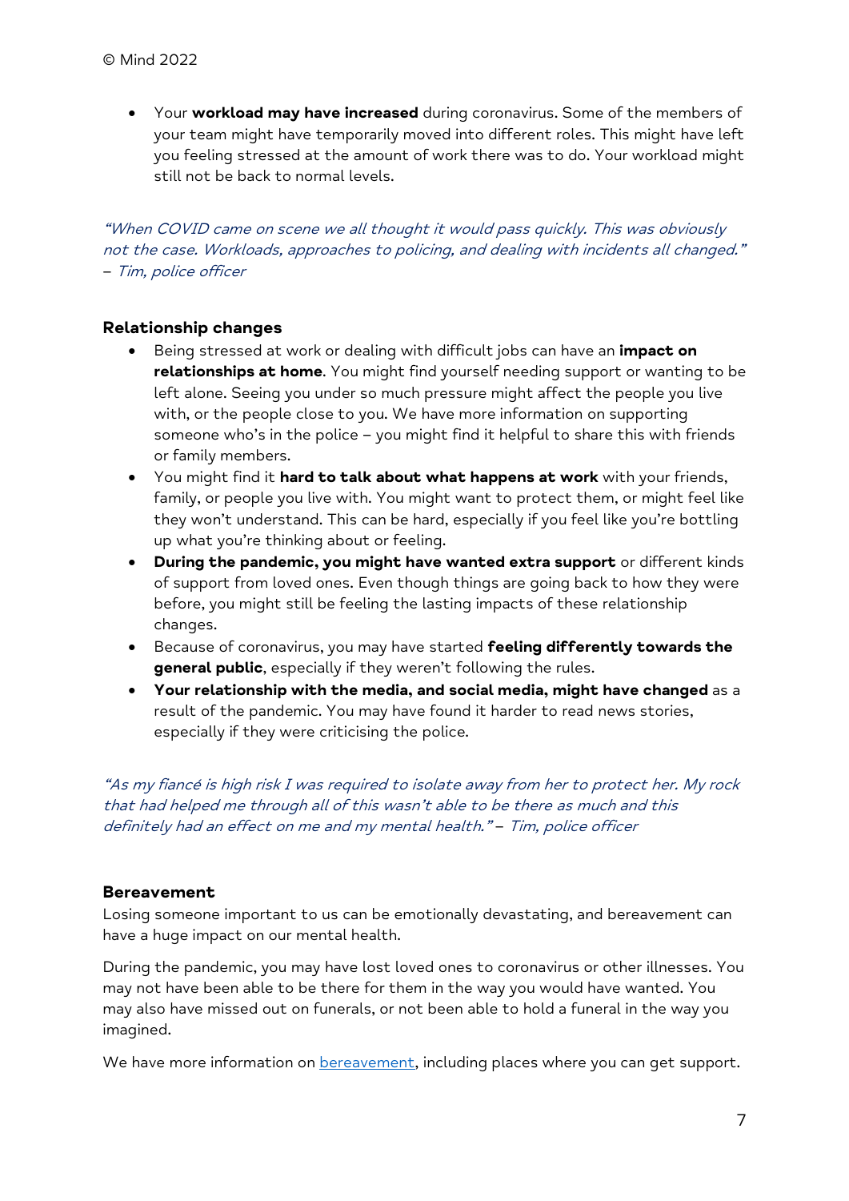- Your **workload may have increased** during coronavirus. Some of the members of your team might have temporarily moved into different roles. This might have left you feeling stressed at the amount of work there was to do. Your workload might still not be back to normal levels.

*"When COVID came on scene we all thought it would pass quickly. This was obviously not the case. Workloads, approaches to policing, and dealing with incidents all changed." – Tim, police officer*

### Relationship changes

- Being stressed at work or dealing with difficult jobs can have an **impact on relationships at home**. You might find yourself needing support or wanting to be left alone. Seeing you under so much pressure might affect the people you live with, or the people close to you. We have more information on supporting someone who's in the police – you might find it helpful to share this with friends or family members.
- You might find it **hard to talk about what happens at work** with your friends, family, or people you live with. You might want to protect them, or might feel like they won't understand. This can be hard, especially if you feel like you're bottling up what you're thinking about or feeling.
- **During the pandemic, you might have wanted extra support** or different kinds of support from loved ones. Even though things are going back to how they were before, you might still be feeling the lasting impacts of these relationship changes.
- Because of coronavirus, you may have started **feeling differently towards the general public**, especially if they weren't following the rules.
- **Your relationship with the media, and social media, might have changed** as a result of the pandemic. You may have found it harder to read news stories, especially if they were criticising the police.

*"As my fiancé is high risk I was required to isolate away from her to protect her. My rock that had helped me through all of this wasn't able to be there as much and this definitely had an effect on me and my mental health." – Tim, police officer*

### Bereavement

Losing someone important to us can be emotionally devastating, and bereavement can have a huge impact on our mental health.

During the pandemic, you may have lost loved ones to coronavirus or other illnesses. You may not have been able to be there for them in the way you would have wanted. You may also have missed out on funerals, or not been able to hold a funeral in the way you imagined.

We have more information on bereavement, including places where you can get support.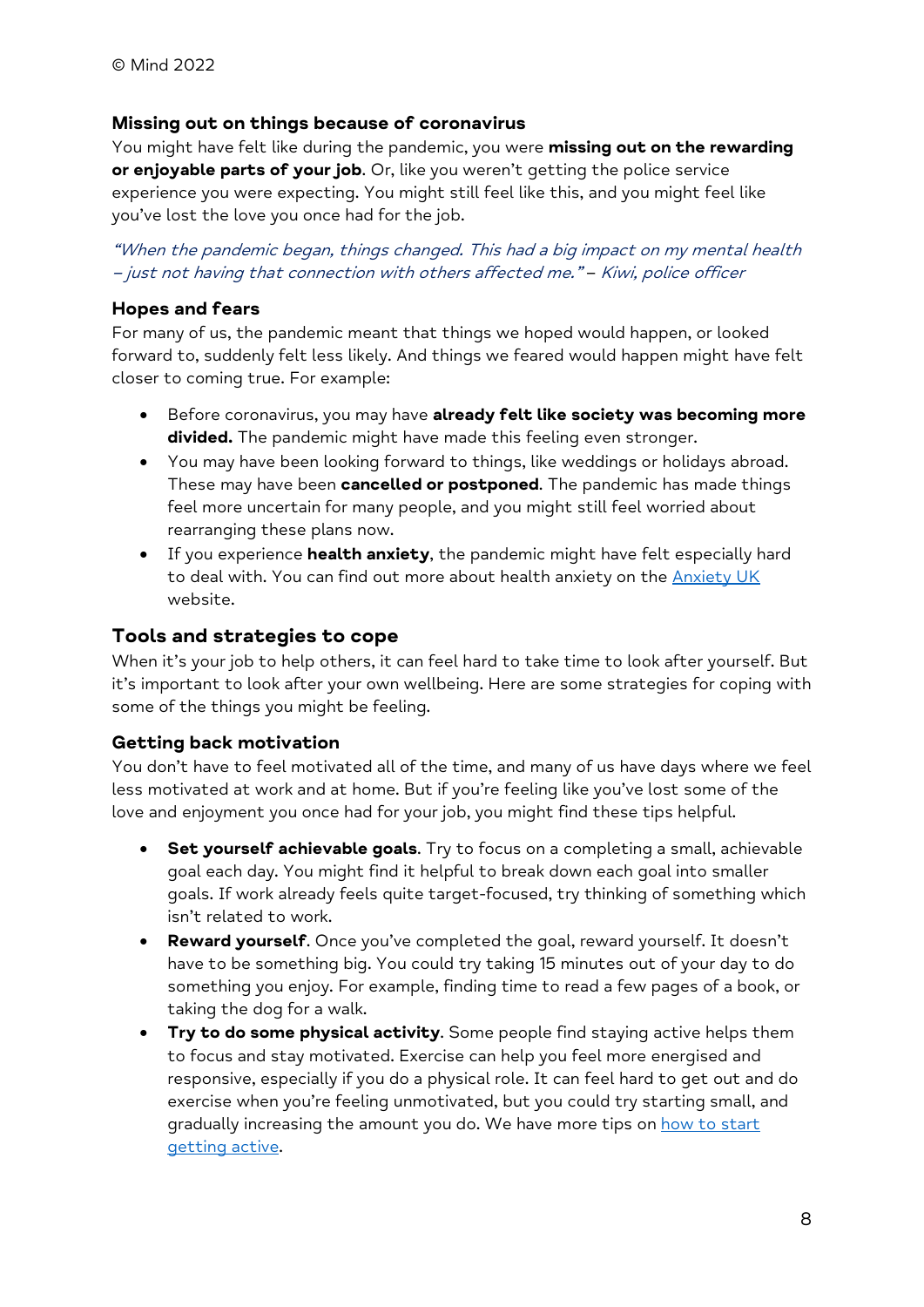### Missing out on things because of coronavirus

You might have felt like during the pandemic, you were **missing out on the rewarding or enjoyable parts of your job**. Or, like you weren't getting the police service experience you were expecting. You might still feel like this, and you might feel like you've lost the love you once had for the job.

*"When the pandemic began, things changed. This had a big impact on my mental health – just not having that connection with others affected me." – Kiwi, police officer*

### Hopes and fears

For many of us, the pandemic meant that things we hoped would happen, or looked forward to, suddenly felt less likely. And things we feared would happen might have felt closer to coming true. For example:

- Before coronavirus, you may have **already felt like society was becoming more divided.** The pandemic might have made this feeling even stronger.
- You may have been looking forward to things, like weddings or holidays abroad. These may have been **cancelled or postponed**. The pandemic has made things feel more uncertain for many people, and you might still feel worried about rearranging these plans now.
- If you experience **health anxiety**, the pandemic might have felt especially hard to deal with. You can find out more about health anxiety on the [Anxiety UK] website.

## Tools and strategies to cope

When it's your job to help others, it can feel hard to take time to look after yourself. But it's important to look after your own wellbeing. Here are some strategies for coping with some of the things you might be feeling.

### Getting back motivation

You don't have to feel motivated all of the time, and many of us have days where we feel less motivated at work and at home. But if you're feeling like you've lost some of the love and enjoyment you once had for your job, you might find these tips helpful.

- **Set yourself achievable goals**. Try to focus on a completing a small, achievable goal each day. You might find it helpful to break down each goal into smaller goals. If work already feels quite target-focused, try thinking of something which isn't related to work.
- **Reward yourself**. Once you've completed the goal, reward yourself. It doesn't have to be something big. You could try taking 15 minutes out of your day to do something you enjoy. For example, finding time to read a few pages of a book, or taking the dog for a walk.
- **Try to do some physical activity**. Some people find staying active helps them to focus and stay motivated. Exercise can help you feel more energised and responsive, especially if you do a physical role. It can feel hard to get out and do exercise when you're feeling unmotivated, but you could try starting small, and gradually increasing the amount you do. We have more tips on [how to start getting active].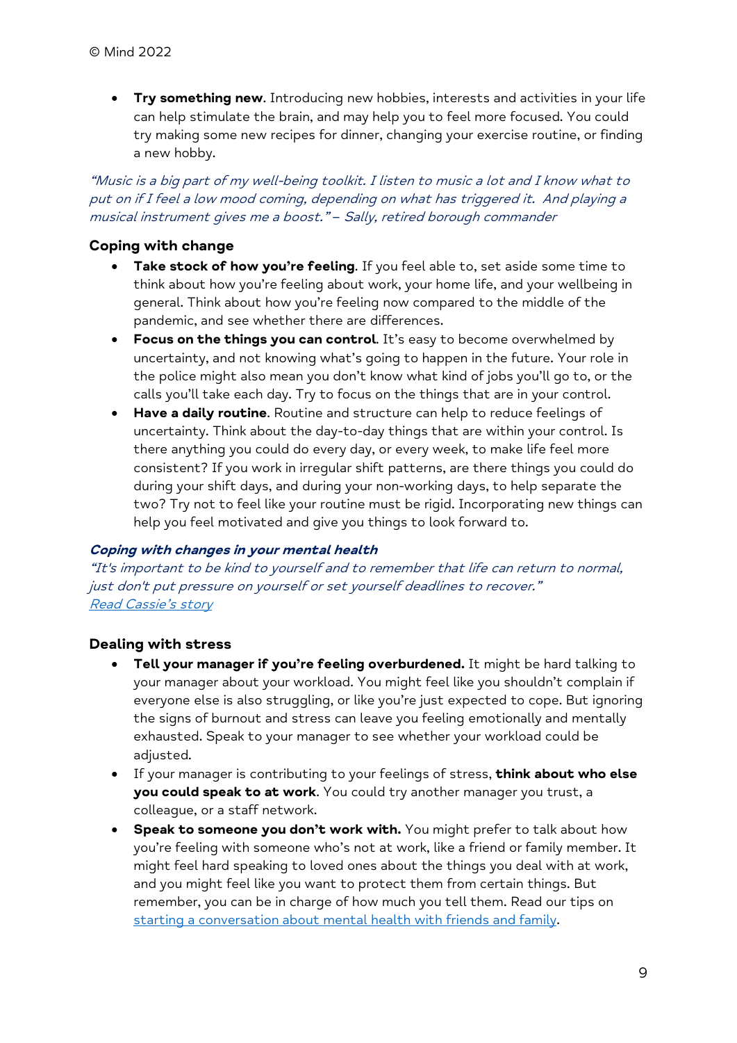- **Try something new**. Introducing new hobbies, interests and activities in your life can help stimulate the brain, and may help you to feel more focused. You could try making some new recipes for dinner, changing your exercise routine, or finding a new hobby.

*"Music is a big part of my well-being toolkit. I listen to music a lot and I know what to put on if I feel a low mood coming, depending on what has triggered it. And playing a musical instrument gives me a boost." – Sally, retired borough commander*

### Coping with change

- **Take stock of how you're feeling**. If you feel able to, set aside some time to think about how you're feeling about work, your home life, and your wellbeing in general. Think about how you're feeling now compared to the middle of the pandemic, and see whether there are differences.
- **Focus on the things you can control**. It's easy to become overwhelmed by uncertainty, and not knowing what's going to happen in the future. Your role in the police might also mean you don't know what kind of jobs you'll go to, or the calls you'll take each day. Try to focus on the things that are in your control.
- **Have a daily routine**. Routine and structure can help to reduce feelings of uncertainty. Think about the day-to-day things that are within your control. Is there anything you could do every day, or every week, to make life feel more consistent? If you work in irregular shift patterns, are there things you could do during your shift days, and during your non-working days, to help separate the two? Try not to feel like your routine must be rigid. Incorporating new things can help you feel motivated and give you things to look forward to.

***Coping with changes in your mental health***
*"It's important to be kind to yourself and to remember that life can return to normal, just don't put pressure on yourself or set yourself deadlines to recover."*
*Read Cassie's story*

### Dealing with stress

- **Tell your manager if you're feeling overburdened.** It might be hard talking to your manager about your workload. You might feel like you shouldn't complain if everyone else is also struggling, or like you're just expected to cope. But ignoring the signs of burnout and stress can leave you feeling emotionally and mentally exhausted. Speak to your manager to see whether your workload could be adjusted.
- If your manager is contributing to your feelings of stress, **think about who else you could speak to at work**. You could try another manager you trust, a colleague, or a staff network.
- **Speak to someone you don't work with.** You might prefer to talk about how you're feeling with someone who's not at work, like a friend or family member. It might feel hard speaking to loved ones about the things you deal with at work, and you might feel like you want to protect them from certain things. But remember, you can be in charge of how much you tell them. Read our tips on starting a conversation about mental health with friends and family.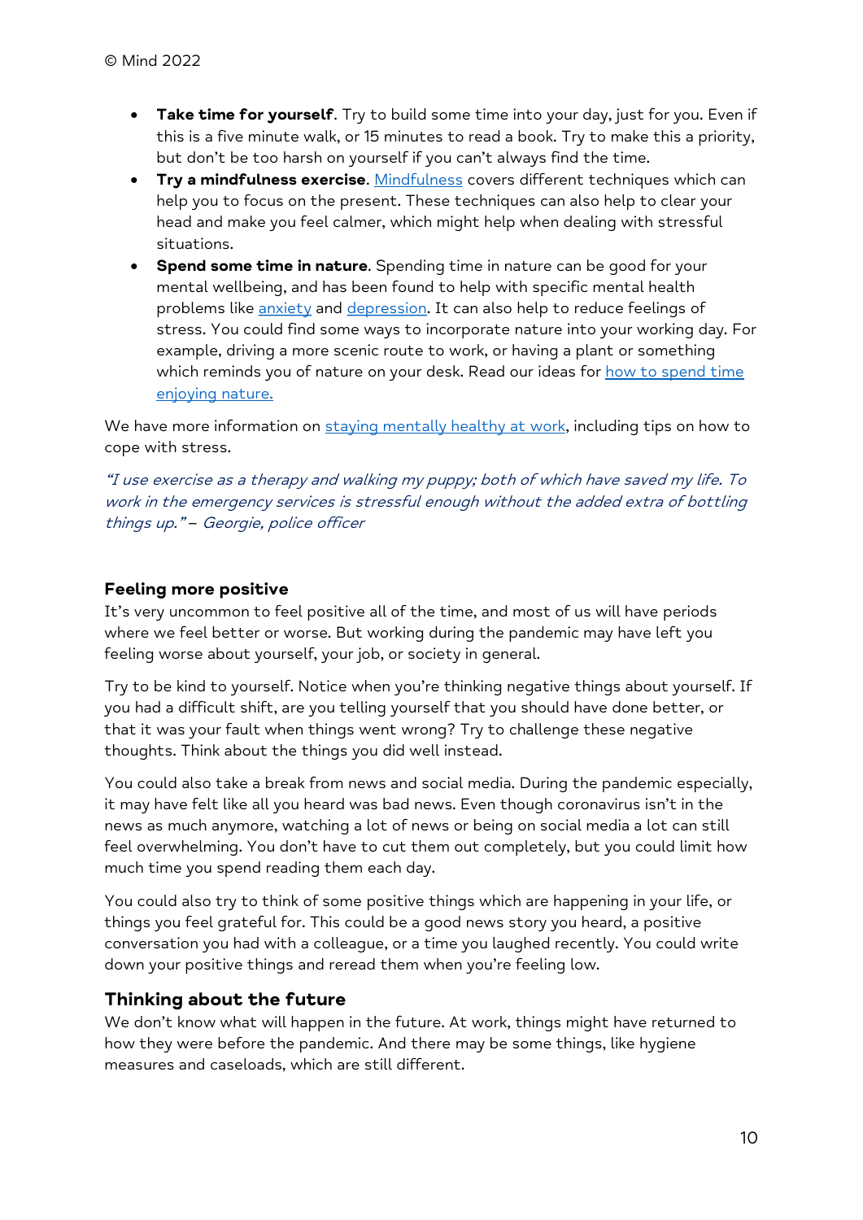- **Take time for yourself**. Try to build some time into your day, just for you. Even if this is a five minute walk, or 15 minutes to read a book. Try to make this a priority, but don't be too harsh on yourself if you can't always find the time.
- **Try a mindfulness exercise**. Mindfulness covers different techniques which can help you to focus on the present. These techniques can also help to clear your head and make you feel calmer, which might help when dealing with stressful situations.
- **Spend some time in nature**. Spending time in nature can be good for your mental wellbeing, and has been found to help with specific mental health problems like anxiety and depression. It can also help to reduce feelings of stress. You could find some ways to incorporate nature into your working day. For example, driving a more scenic route to work, or having a plant or something which reminds you of nature on your desk. Read our ideas for how to spend time enjoying nature.

We have more information on staying mentally healthy at work, including tips on how to cope with stress.

*"I use exercise as a therapy and walking my puppy; both of which have saved my life. To work in the emergency services is stressful enough without the added extra of bottling things up." – Georgie, police officer*

### Feeling more positive

It's very uncommon to feel positive all of the time, and most of us will have periods where we feel better or worse. But working during the pandemic may have left you feeling worse about yourself, your job, or society in general.

Try to be kind to yourself. Notice when you're thinking negative things about yourself. If you had a difficult shift, are you telling yourself that you should have done better, or that it was your fault when things went wrong? Try to challenge these negative thoughts. Think about the things you did well instead.

You could also take a break from news and social media. During the pandemic especially, it may have felt like all you heard was bad news. Even though coronavirus isn't in the news as much anymore, watching a lot of news or being on social media a lot can still feel overwhelming. You don't have to cut them out completely, but you could limit how much time you spend reading them each day.

You could also try to think of some positive things which are happening in your life, or things you feel grateful for. This could be a good news story you heard, a positive conversation you had with a colleague, or a time you laughed recently. You could write down your positive things and reread them when you're feeling low.

### Thinking about the future

We don't know what will happen in the future. At work, things might have returned to how they were before the pandemic. And there may be some things, like hygiene measures and caseloads, which are still different.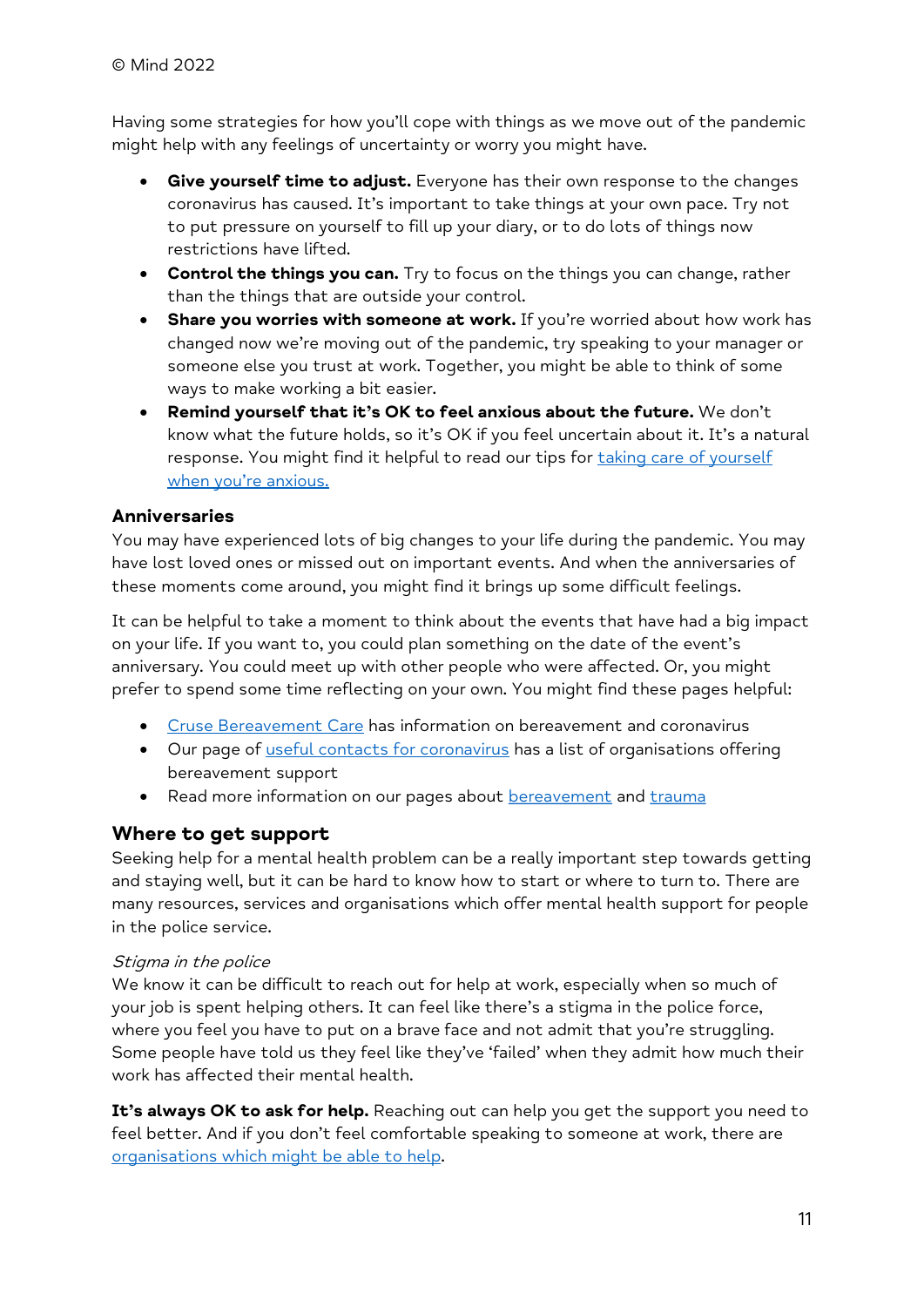© Mind 2022

Having some strategies for how you'll cope with things as we move out of the pandemic might help with any feelings of uncertainty or worry you might have.

- **Give yourself time to adjust.** Everyone has their own response to the changes coronavirus has caused. It's important to take things at your own pace. Try not to put pressure on yourself to fill up your diary, or to do lots of things now restrictions have lifted.
- **Control the things you can.** Try to focus on the things you can change, rather than the things that are outside your control.
- **Share you worries with someone at work.** If you're worried about how work has changed now we're moving out of the pandemic, try speaking to your manager or someone else you trust at work. Together, you might be able to think of some ways to make working a bit easier.
- **Remind yourself that it's OK to feel anxious about the future.** We don't know what the future holds, so it's OK if you feel uncertain about it. It's a natural response. You might find it helpful to read our tips for taking care of yourself when you're anxious.

### Anniversaries

You may have experienced lots of big changes to your life during the pandemic. You may have lost loved ones or missed out on important events. And when the anniversaries of these moments come around, you might find it brings up some difficult feelings.

It can be helpful to take a moment to think about the events that have had a big impact on your life. If you want to, you could plan something on the date of the event's anniversary. You could meet up with other people who were affected. Or, you might prefer to spend some time reflecting on your own. You might find these pages helpful:

- Cruse Bereavement Care has information on bereavement and coronavirus
- Our page of useful contacts for coronavirus has a list of organisations offering bereavement support
- Read more information on our pages about bereavement and trauma

## Where to get support

Seeking help for a mental health problem can be a really important step towards getting and staying well, but it can be hard to know how to start or where to turn to. There are many resources, services and organisations which offer mental health support for people in the police service.

*Stigma in the police*

We know it can be difficult to reach out for help at work, especially when so much of your job is spent helping others. It can feel like there's a stigma in the police force, where you feel you have to put on a brave face and not admit that you're struggling. Some people have told us they feel like they've 'failed' when they admit how much their work has affected their mental health.

**It's always OK to ask for help.** Reaching out can help you get the support you need to feel better. And if you don't feel comfortable speaking to someone at work, there are organisations which might be able to help.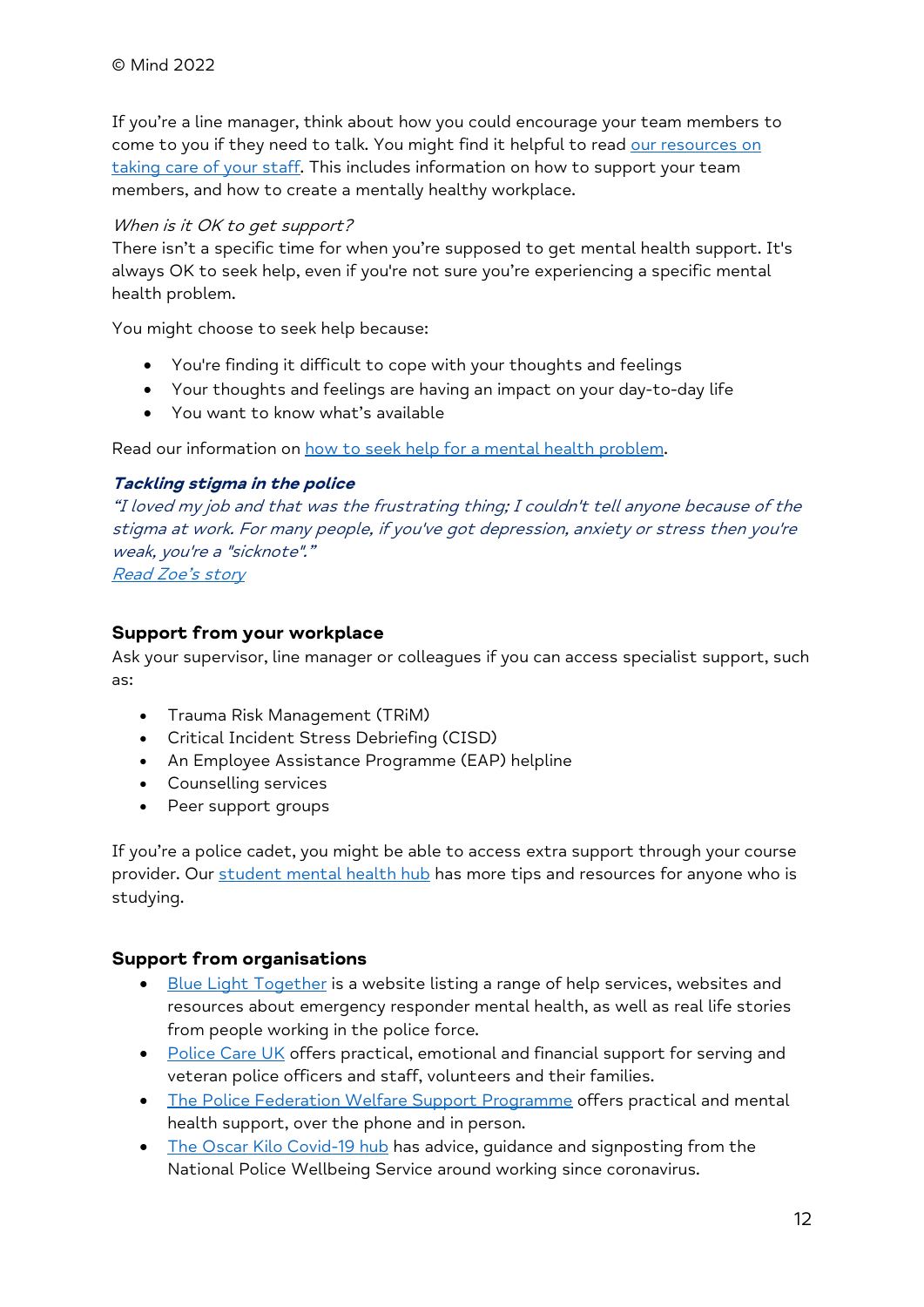© Mind 2022

If you're a line manager, think about how you could encourage your team members to come to you if they need to talk. You might find it helpful to read [our resources on taking care of your staff](). This includes information on how to support your team members, and how to create a mentally healthy workplace.

*When is it OK to get support?*

There isn't a specific time for when you're supposed to get mental health support. It's always OK to seek help, even if you're not sure you're experiencing a specific mental health problem.

You might choose to seek help because:

- You're finding it difficult to cope with your thoughts and feelings
- Your thoughts and feelings are having an impact on your day-to-day life
- You want to know what's available

Read our information on [how to seek help for a mental health problem]().

***Tackling stigma in the police***

*"I loved my job and that was the frustrating thing; I couldn't tell anyone because of the stigma at work. For many people, if you've got depression, anxiety or stress then you're weak, you're a "sicknote"."*

*[Read Zoe's story]()*

### Support from your workplace

Ask your supervisor, line manager or colleagues if you can access specialist support, such as:

- Trauma Risk Management (TRiM)
- Critical Incident Stress Debriefing (CISD)
- An Employee Assistance Programme (EAP) helpline
- Counselling services
- Peer support groups

If you're a police cadet, you might be able to access extra support through your course provider. Our [student mental health hub]() has more tips and resources for anyone who is studying.

### Support from organisations

- [Blue Light Together]() is a website listing a range of help services, websites and resources about emergency responder mental health, as well as real life stories from people working in the police force.
- [Police Care UK]() offers practical, emotional and financial support for serving and veteran police officers and staff, volunteers and their families.
- [The Police Federation Welfare Support Programme]() offers practical and mental health support, over the phone and in person.
- [The Oscar Kilo Covid-19 hub]() has advice, guidance and signposting from the National Police Wellbeing Service around working since coronavirus.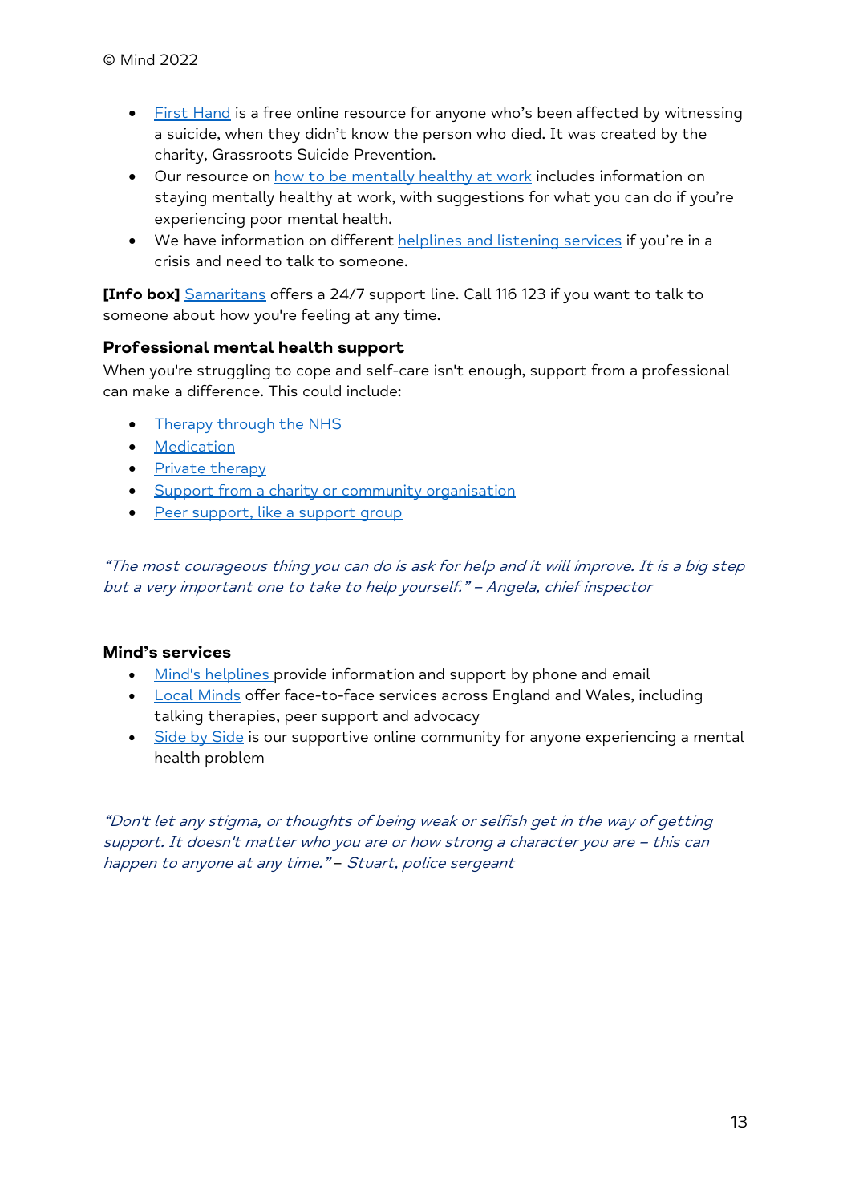© Mind 2022

- First Hand is a free online resource for anyone who's been affected by witnessing a suicide, when they didn't know the person who died. It was created by the charity, Grassroots Suicide Prevention.
- Our resource on how to be mentally healthy at work includes information on staying mentally healthy at work, with suggestions for what you can do if you're experiencing poor mental health.
- We have information on different helplines and listening services if you're in a crisis and need to talk to someone.

**[Info box]** Samaritans offers a 24/7 support line. Call 116 123 if you want to talk to someone about how you're feeling at any time.

### Professional mental health support

When you're struggling to cope and self-care isn't enough, support from a professional can make a difference. This could include:

- Therapy through the NHS
- Medication
- Private therapy
- Support from a charity or community organisation
- Peer support, like a support group

*"The most courageous thing you can do is ask for help and it will improve. It is a big step but a very important one to take to help yourself." – Angela, chief inspector*

### Mind's services

- Mind's helplines provide information and support by phone and email
- Local Minds offer face-to-face services across England and Wales, including talking therapies, peer support and advocacy
- Side by Side is our supportive online community for anyone experiencing a mental health problem

*"Don't let any stigma, or thoughts of being weak or selfish get in the way of getting support. It doesn't matter who you are or how strong a character you are – this can happen to anyone at any time." – Stuart, police sergeant*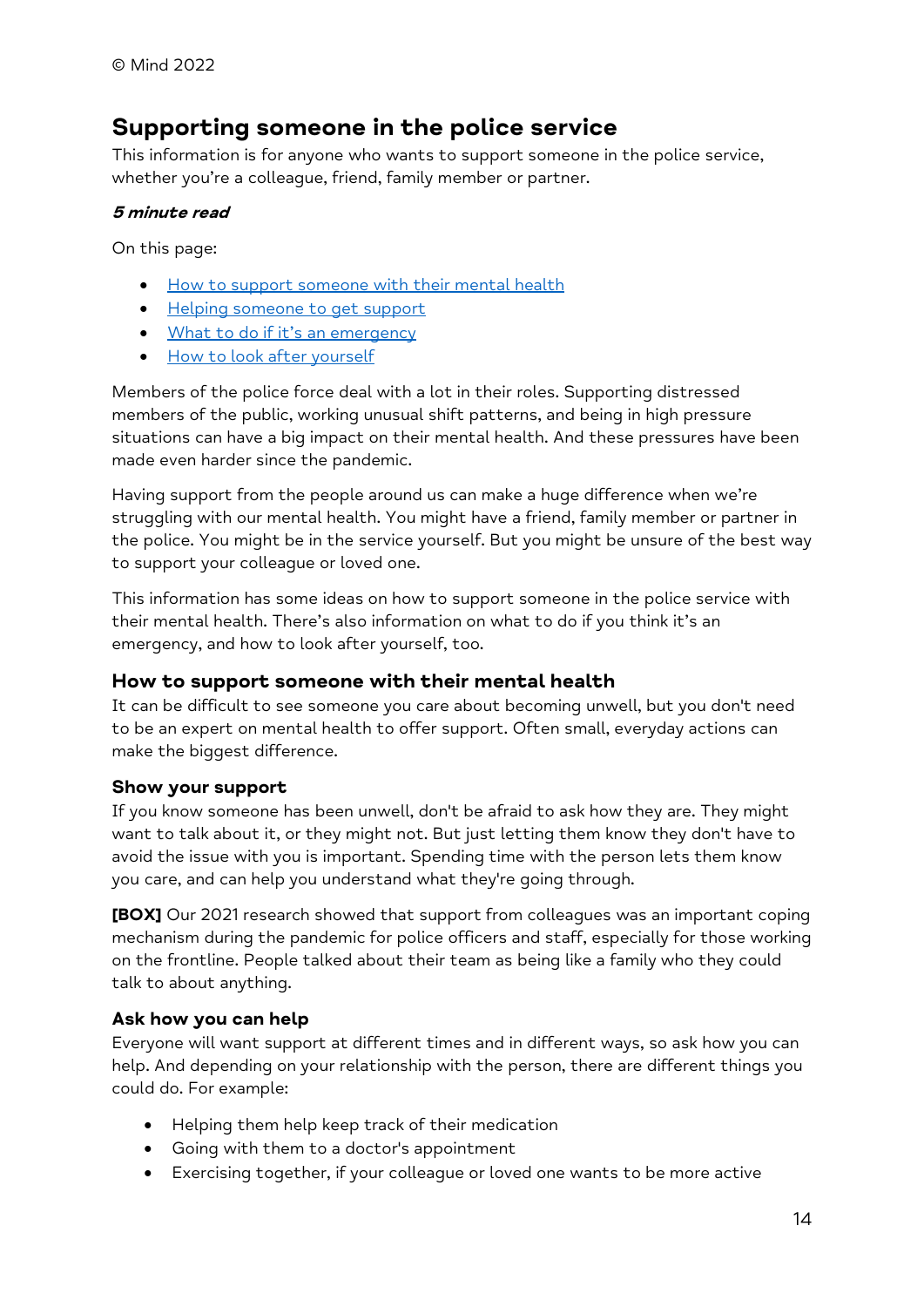© Mind 2022

## Supporting someone in the police service

This information is for anyone who wants to support someone in the police service, whether you're a colleague, friend, family member or partner.

***5 minute read***

On this page:

- [How to support someone with their mental health](#)
- [Helping someone to get support](#)
- [What to do if it's an emergency](#)
- [How to look after yourself](#)

Members of the police force deal with a lot in their roles. Supporting distressed members of the public, working unusual shift patterns, and being in high pressure situations can have a big impact on their mental health. And these pressures have been made even harder since the pandemic.

Having support from the people around us can make a huge difference when we're struggling with our mental health. You might have a friend, family member or partner in the police. You might be in the service yourself. But you might be unsure of the best way to support your colleague or loved one.

This information has some ideas on how to support someone in the police service with their mental health. There's also information on what to do if you think it's an emergency, and how to look after yourself, too.

### How to support someone with their mental health

It can be difficult to see someone you care about becoming unwell, but you don't need to be an expert on mental health to offer support. Often small, everyday actions can make the biggest difference.

#### Show your support

If you know someone has been unwell, don't be afraid to ask how they are. They might want to talk about it, or they might not. But just letting them know they don't have to avoid the issue with you is important. Spending time with the person lets them know you care, and can help you understand what they're going through.

**[BOX]** Our 2021 research showed that support from colleagues was an important coping mechanism during the pandemic for police officers and staff, especially for those working on the frontline. People talked about their team as being like a family who they could talk to about anything.

#### Ask how you can help

Everyone will want support at different times and in different ways, so ask how you can help. And depending on your relationship with the person, there are different things you could do. For example:

- Helping them help keep track of their medication
- Going with them to a doctor's appointment
- Exercising together, if your colleague or loved one wants to be more active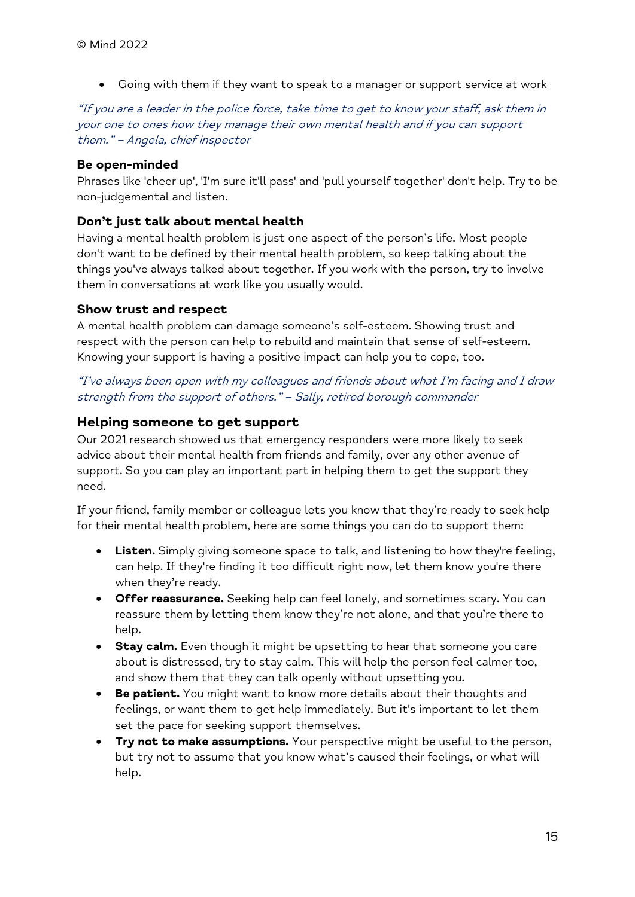- Going with them if they want to speak to a manager or support service at work

*"If you are a leader in the police force, take time to get to know your staff, ask them in your one to ones how they manage their own mental health and if you can support them." – Angela, chief inspector*

### Be open-minded

Phrases like 'cheer up', 'I'm sure it'll pass' and 'pull yourself together' don't help. Try to be non-judgemental and listen.

### Don't just talk about mental health

Having a mental health problem is just one aspect of the person's life. Most people don't want to be defined by their mental health problem, so keep talking about the things you've always talked about together. If you work with the person, try to involve them in conversations at work like you usually would.

### Show trust and respect

A mental health problem can damage someone's self-esteem. Showing trust and respect with the person can help to rebuild and maintain that sense of self-esteem. Knowing your support is having a positive impact can help you to cope, too.

*"I've always been open with my colleagues and friends about what I'm facing and I draw strength from the support of others." – Sally, retired borough commander*

## Helping someone to get support

Our 2021 research showed us that emergency responders were more likely to seek advice about their mental health from friends and family, over any other avenue of support. So you can play an important part in helping them to get the support they need.

If your friend, family member or colleague lets you know that they're ready to seek help for their mental health problem, here are some things you can do to support them:

- **Listen.** Simply giving someone space to talk, and listening to how they're feeling, can help. If they're finding it too difficult right now, let them know you're there when they're ready.
- **Offer reassurance.** Seeking help can feel lonely, and sometimes scary. You can reassure them by letting them know they're not alone, and that you're there to help.
- **Stay calm.** Even though it might be upsetting to hear that someone you care about is distressed, try to stay calm. This will help the person feel calmer too, and show them that they can talk openly without upsetting you.
- **Be patient.** You might want to know more details about their thoughts and feelings, or want them to get help immediately. But it's important to let them set the pace for seeking support themselves.
- **Try not to make assumptions.** Your perspective might be useful to the person, but try not to assume that you know what's caused their feelings, or what will help.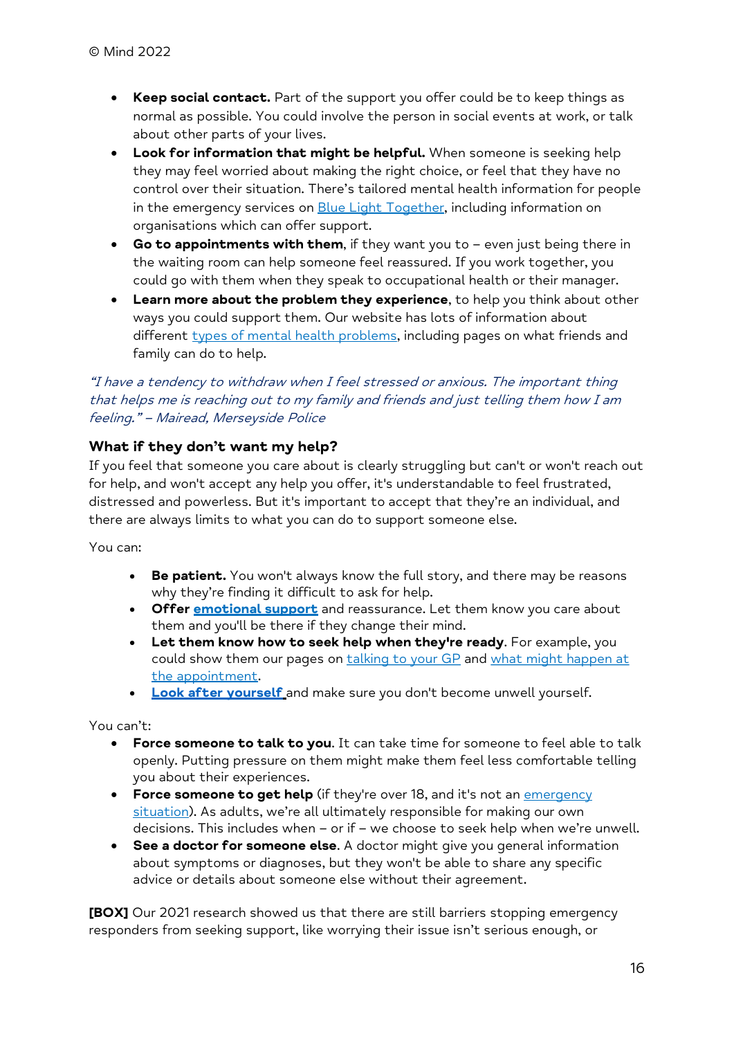© Mind 2022

- **Keep social contact.** Part of the support you offer could be to keep things as normal as possible. You could involve the person in social events at work, or talk about other parts of your lives.
- **Look for information that might be helpful.** When someone is seeking help they may feel worried about making the right choice, or feel that they have no control over their situation. There's tailored mental health information for people in the emergency services on [Blue Light Together](), including information on organisations which can offer support.
- **Go to appointments with them**, if they want you to – even just being there in the waiting room can help someone feel reassured. If you work together, you could go with them when they speak to occupational health or their manager.
- **Learn more about the problem they experience**, to help you think about other ways you could support them. Our website has lots of information about different [types of mental health problems](), including pages on what friends and family can do to help.

*"I have a tendency to withdraw when I feel stressed or anxious. The important thing that helps me is reaching out to my family and friends and just telling them how I am feeling." – Mairead, Merseyside Police*

### What if they don't want my help?

If you feel that someone you care about is clearly struggling but can't or won't reach out for help, and won't accept any help you offer, it's understandable to feel frustrated, distressed and powerless. But it's important to accept that they're an individual, and there are always limits to what you can do to support someone else.

You can:

- **Be patient.** You won't always know the full story, and there may be reasons why they're finding it difficult to ask for help.
- **Offer [emotional support]()** and reassurance. Let them know you care about them and you'll be there if they change their mind.
- **Let them know how to seek help when they're ready**. For example, you could show them our pages on [talking to your GP]() and [what might happen at the appointment]().
- **[Look after yourself]()** and make sure you don't become unwell yourself.

You can't:

- **Force someone to talk to you**. It can take time for someone to feel able to talk openly. Putting pressure on them might make them feel less comfortable telling you about their experiences.
- **Force someone to get help** (if they're over 18, and it's not an [emergency situation]()). As adults, we're all ultimately responsible for making our own decisions. This includes when – or if – we choose to seek help when we're unwell.
- **See a doctor for someone else**. A doctor might give you general information about symptoms or diagnoses, but they won't be able to share any specific advice or details about someone else without their agreement.

**[BOX]** Our 2021 research showed us that there are still barriers stopping emergency responders from seeking support, like worrying their issue isn't serious enough, or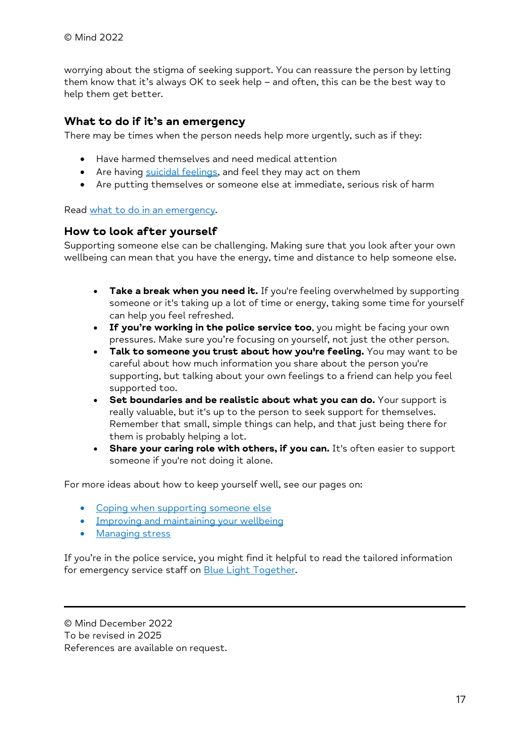worrying about the stigma of seeking support. You can reassure the person by letting them know that it's always OK to seek help – and often, this can be the best way to help them get better.

## What to do if it's an emergency

There may be times when the person needs help more urgently, such as if they:

- Have harmed themselves and need medical attention
- Are having suicidal feelings, and feel they may act on them
- Are putting themselves or someone else at immediate, serious risk of harm

Read what to do in an emergency.

## How to look after yourself

Supporting someone else can be challenging. Making sure that you look after your own wellbeing can mean that you have the energy, time and distance to help someone else.

- **Take a break when you need it.** If you're feeling overwhelmed by supporting someone or it's taking up a lot of time or energy, taking some time for yourself can help you feel refreshed.
- **If you're working in the police service too**, you might be facing your own pressures. Make sure you're focusing on yourself, not just the other person.
- **Talk to someone you trust about how you're feeling.** You may want to be careful about how much information you share about the person you're supporting, but talking about your own feelings to a friend can help you feel supported too.
- **Set boundaries and be realistic about what you can do.** Your support is really valuable, but it's up to the person to seek support for themselves. Remember that small, simple things can help, and that just being there for them is probably helping a lot.
- **Share your caring role with others, if you can.** It's often easier to support someone if you're not doing it alone.

For more ideas about how to keep yourself well, see our pages on:

- Coping when supporting someone else
- Improving and maintaining your wellbeing
- Managing stress

If you're in the police service, you might find it helpful to read the tailored information for emergency service staff on Blue Light Together.

---

© Mind December 2022
To be revised in 2025
References are available on request.